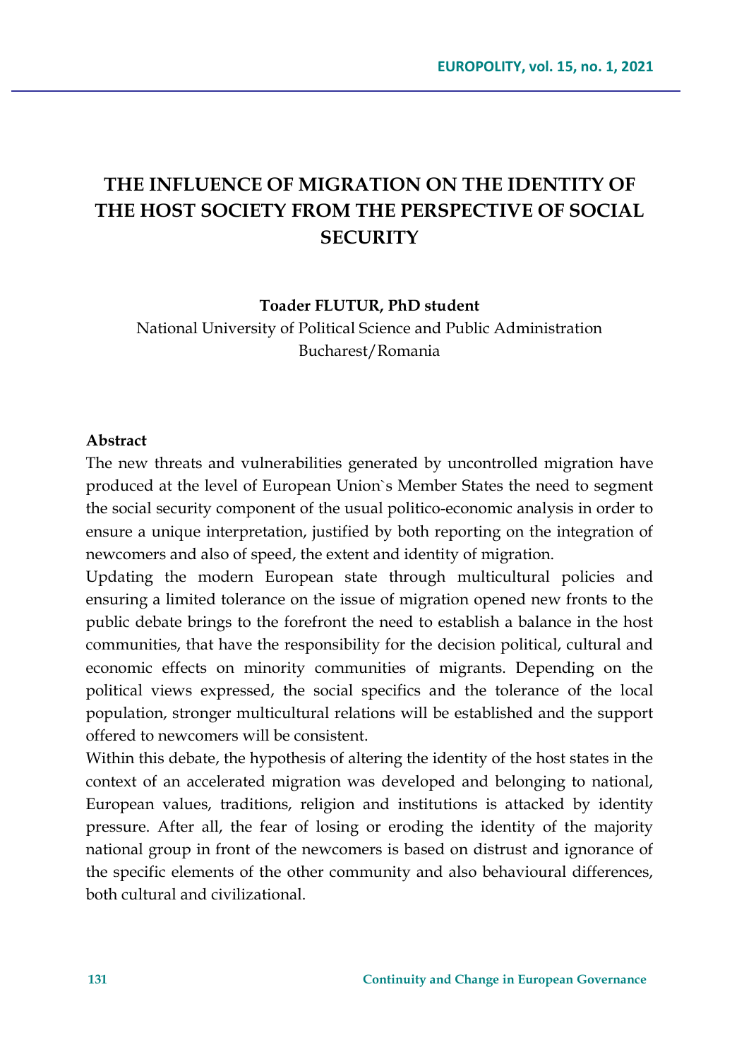# THE INFLUENCE OF MIGRATION ON THE IDENTITY OF THE HOST SOCIETY FROM THE PERSPECTIVE OF SOCIAL SECURITY

**Toader FLUTUR, PhD student**

National University of Political Science and Public Administration
Bucharest/Romania

**Abstract**

The new threats and vulnerabilities generated by uncontrolled migration have produced at the level of European Union`s Member States the need to segment the social security component of the usual politico-economic analysis in order to ensure a unique interpretation, justified by both reporting on the integration of newcomers and also of speed, the extent and identity of migration.

Updating the modern European state through multicultural policies and ensuring a limited tolerance on the issue of migration opened new fronts to the public debate brings to the forefront the need to establish a balance in the host communities, that have the responsibility for the decision political, cultural and economic effects on minority communities of migrants. Depending on the political views expressed, the social specifics and the tolerance of the local population, stronger multicultural relations will be established and the support offered to newcomers will be consistent.

Within this debate, the hypothesis of altering the identity of the host states in the context of an accelerated migration was developed and belonging to national, European values, traditions, religion and institutions is attacked by identity pressure. After all, the fear of losing or eroding the identity of the majority national group in front of the newcomers is based on distrust and ignorance of the specific elements of the other community and also behavioural differences, both cultural and civilizational.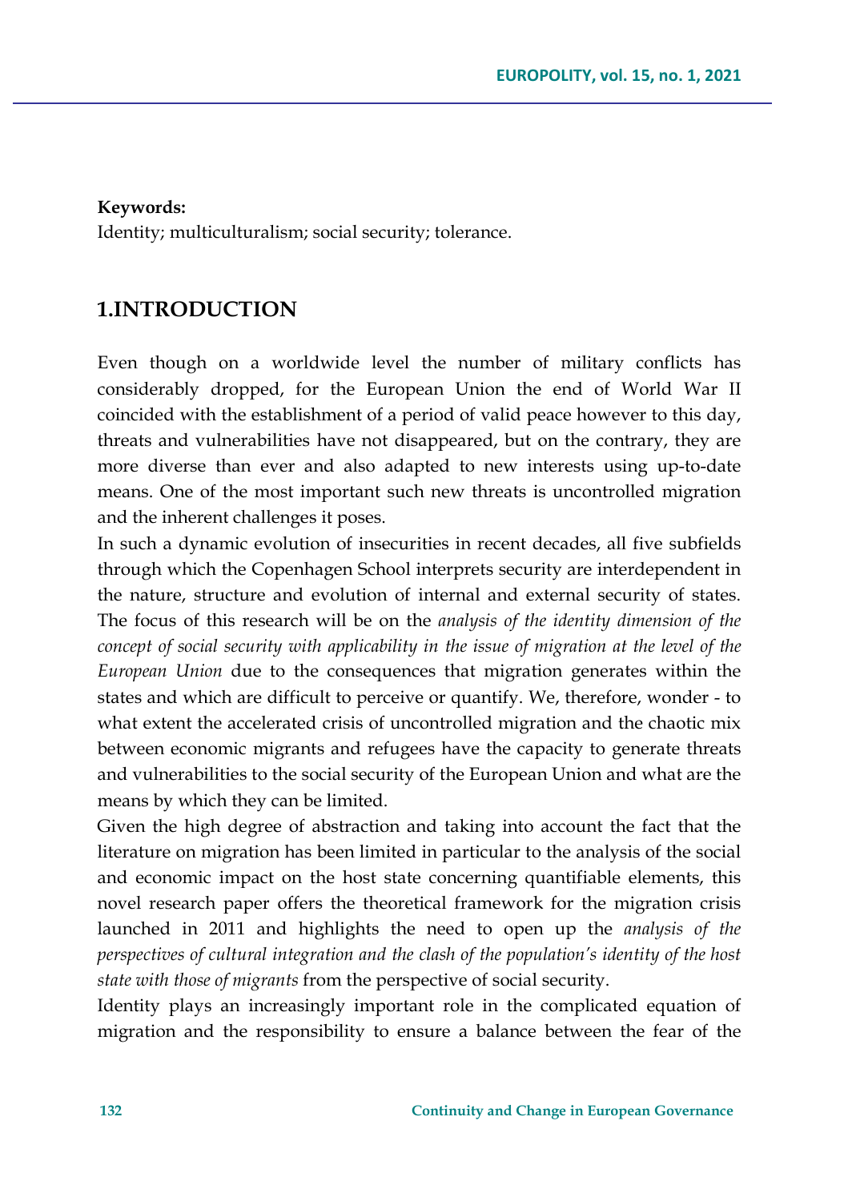**Keywords:**
Identity; multiculturalism; social security; tolerance.

## 1.INTRODUCTION

Even though on a worldwide level the number of military conflicts has considerably dropped, for the European Union the end of World War II coincided with the establishment of a period of valid peace however to this day, threats and vulnerabilities have not disappeared, but on the contrary, they are more diverse than ever and also adapted to new interests using up-to-date means. One of the most important such new threats is uncontrolled migration and the inherent challenges it poses.

In such a dynamic evolution of insecurities in recent decades, all five subfields through which the Copenhagen School interprets security are interdependent in the nature, structure and evolution of internal and external security of states. The focus of this research will be on the *analysis of the identity dimension of the concept of social security with applicability in the issue of migration at the level of the European Union* due to the consequences that migration generates within the states and which are difficult to perceive or quantify. We, therefore, wonder - to what extent the accelerated crisis of uncontrolled migration and the chaotic mix between economic migrants and refugees have the capacity to generate threats and vulnerabilities to the social security of the European Union and what are the means by which they can be limited.

Given the high degree of abstraction and taking into account the fact that the literature on migration has been limited in particular to the analysis of the social and economic impact on the host state concerning quantifiable elements, this novel research paper offers the theoretical framework for the migration crisis launched in 2011 and highlights the need to open up the *analysis of the perspectives of cultural integration and the clash of the population's identity of the host state with those of migrants* from the perspective of social security.

Identity plays an increasingly important role in the complicated equation of migration and the responsibility to ensure a balance between the fear of the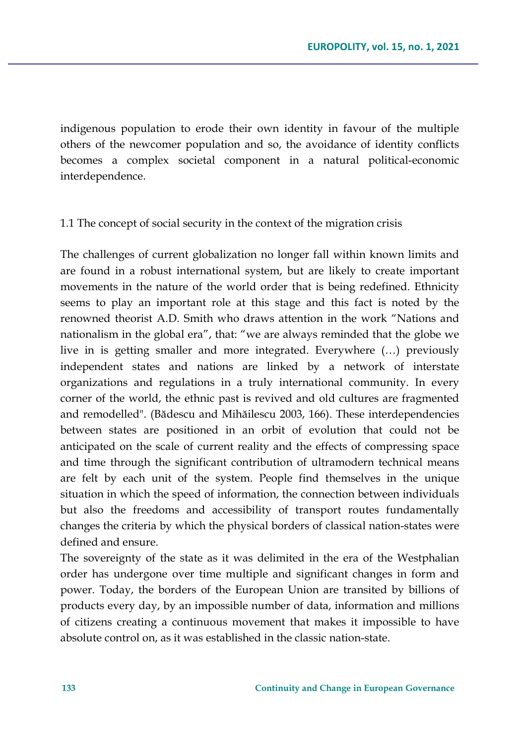indigenous population to erode their own identity in favour of the multiple others of the newcomer population and so, the avoidance of identity conflicts becomes a complex societal component in a natural political-economic interdependence.

## 1.1 The concept of social security in the context of the migration crisis

The challenges of current globalization no longer fall within known limits and are found in a robust international system, but are likely to create important movements in the nature of the world order that is being redefined. Ethnicity seems to play an important role at this stage and this fact is noted by the renowned theorist A.D. Smith who draws attention in the work "Nations and nationalism in the global era", that: "we are always reminded that the globe we live in is getting smaller and more integrated. Everywhere (…) previously independent states and nations are linked by a network of interstate organizations and regulations in a truly international community. In every corner of the world, the ethnic past is revived and old cultures are fragmented and remodelled". (Bădescu and Mihăilescu 2003, 166). These interdependencies between states are positioned in an orbit of evolution that could not be anticipated on the scale of current reality and the effects of compressing space and time through the significant contribution of ultramodern technical means are felt by each unit of the system. People find themselves in the unique situation in which the speed of information, the connection between individuals but also the freedoms and accessibility of transport routes fundamentally changes the criteria by which the physical borders of classical nation-states were defined and ensure.

The sovereignty of the state as it was delimited in the era of the Westphalian order has undergone over time multiple and significant changes in form and power. Today, the borders of the European Union are transited by billions of products every day, by an impossible number of data, information and millions of citizens creating a continuous movement that makes it impossible to have absolute control on, as it was established in the classic nation-state.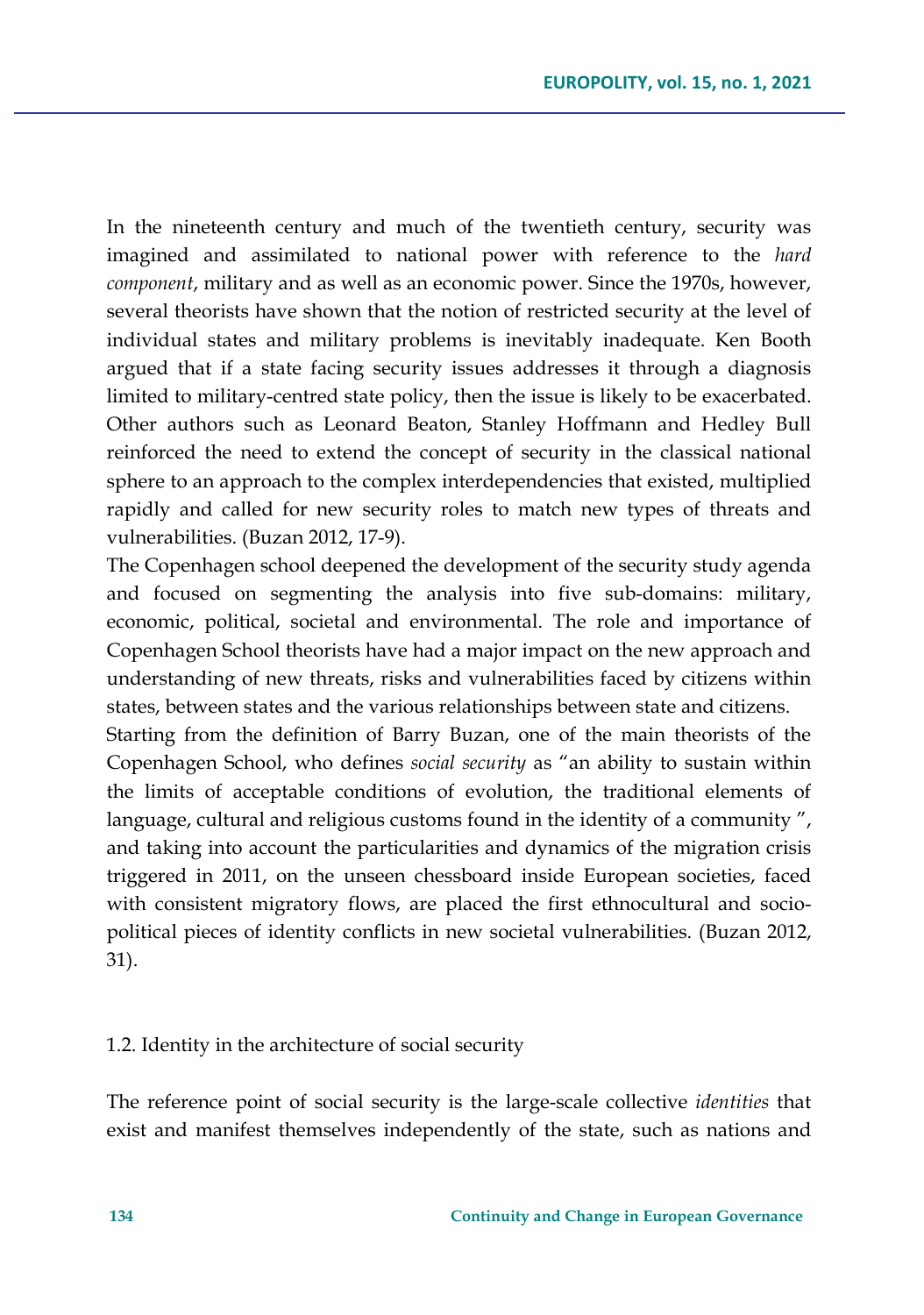In the nineteenth century and much of the twentieth century, security was imagined and assimilated to national power with reference to the *hard component*, military and as well as an economic power. Since the 1970s, however, several theorists have shown that the notion of restricted security at the level of individual states and military problems is inevitably inadequate. Ken Booth argued that if a state facing security issues addresses it through a diagnosis limited to military-centred state policy, then the issue is likely to be exacerbated. Other authors such as Leonard Beaton, Stanley Hoffmann and Hedley Bull reinforced the need to extend the concept of security in the classical national sphere to an approach to the complex interdependencies that existed, multiplied rapidly and called for new security roles to match new types of threats and vulnerabilities. (Buzan 2012, 17-9).

The Copenhagen school deepened the development of the security study agenda and focused on segmenting the analysis into five sub-domains: military, economic, political, societal and environmental. The role and importance of Copenhagen School theorists have had a major impact on the new approach and understanding of new threats, risks and vulnerabilities faced by citizens within states, between states and the various relationships between state and citizens.

Starting from the definition of Barry Buzan, one of the main theorists of the Copenhagen School, who defines *social security* as "an ability to sustain within the limits of acceptable conditions of evolution, the traditional elements of language, cultural and religious customs found in the identity of a community ", and taking into account the particularities and dynamics of the migration crisis triggered in 2011, on the unseen chessboard inside European societies, faced with consistent migratory flows, are placed the first ethnocultural and socio-political pieces of identity conflicts in new societal vulnerabilities. (Buzan 2012, 31).

### 1.2. Identity in the architecture of social security

The reference point of social security is the large-scale collective *identities* that exist and manifest themselves independently of the state, such as nations and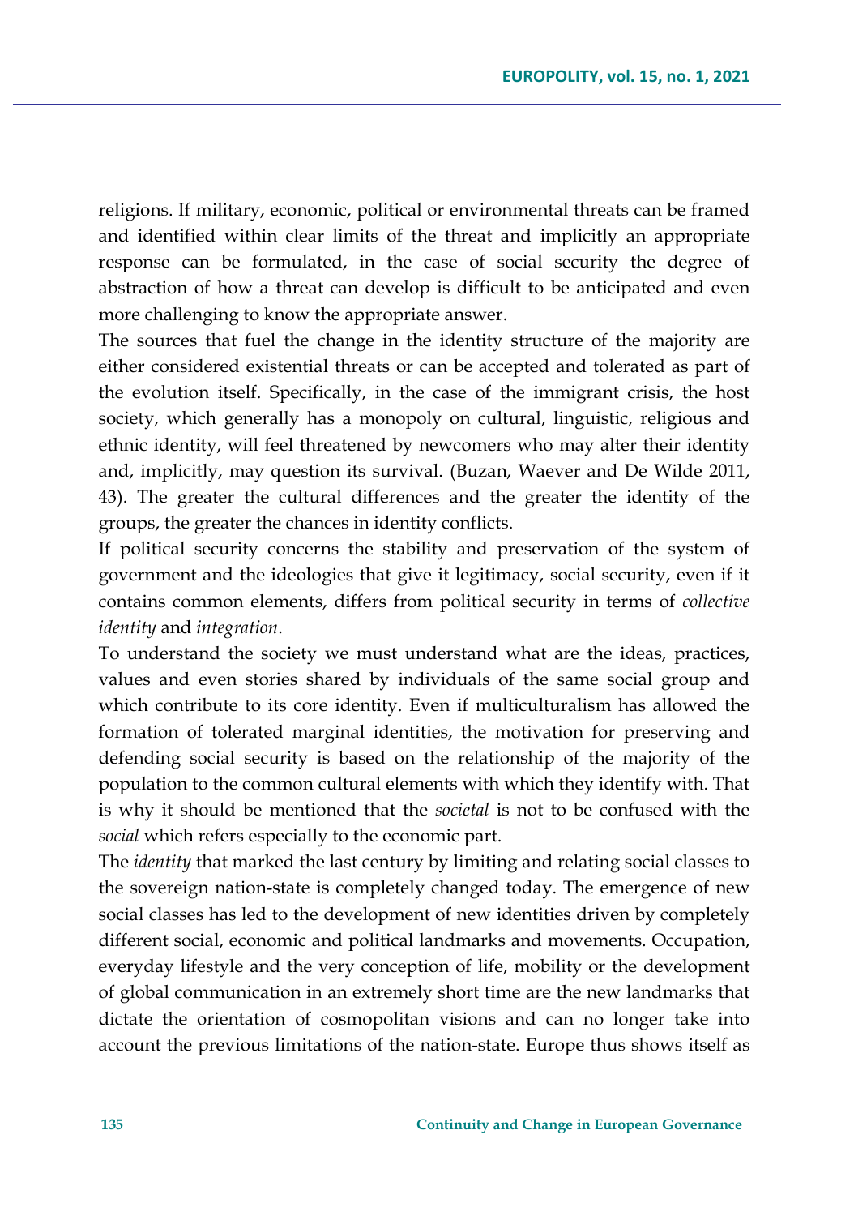religions. If military, economic, political or environmental threats can be framed and identified within clear limits of the threat and implicitly an appropriate response can be formulated, in the case of social security the degree of abstraction of how a threat can develop is difficult to be anticipated and even more challenging to know the appropriate answer.

The sources that fuel the change in the identity structure of the majority are either considered existential threats or can be accepted and tolerated as part of the evolution itself. Specifically, in the case of the immigrant crisis, the host society, which generally has a monopoly on cultural, linguistic, religious and ethnic identity, will feel threatened by newcomers who may alter their identity and, implicitly, may question its survival. (Buzan, Waever and De Wilde 2011, 43). The greater the cultural differences and the greater the identity of the groups, the greater the chances in identity conflicts.

If political security concerns the stability and preservation of the system of government and the ideologies that give it legitimacy, social security, even if it contains common elements, differs from political security in terms of *collective identity* and *integration*.

To understand the society we must understand what are the ideas, practices, values and even stories shared by individuals of the same social group and which contribute to its core identity. Even if multiculturalism has allowed the formation of tolerated marginal identities, the motivation for preserving and defending social security is based on the relationship of the majority of the population to the common cultural elements with which they identify with. That is why it should be mentioned that the *societal* is not to be confused with the *social* which refers especially to the economic part.

The *identity* that marked the last century by limiting and relating social classes to the sovereign nation-state is completely changed today. The emergence of new social classes has led to the development of new identities driven by completely different social, economic and political landmarks and movements. Occupation, everyday lifestyle and the very conception of life, mobility or the development of global communication in an extremely short time are the new landmarks that dictate the orientation of cosmopolitan visions and can no longer take into account the previous limitations of the nation-state. Europe thus shows itself as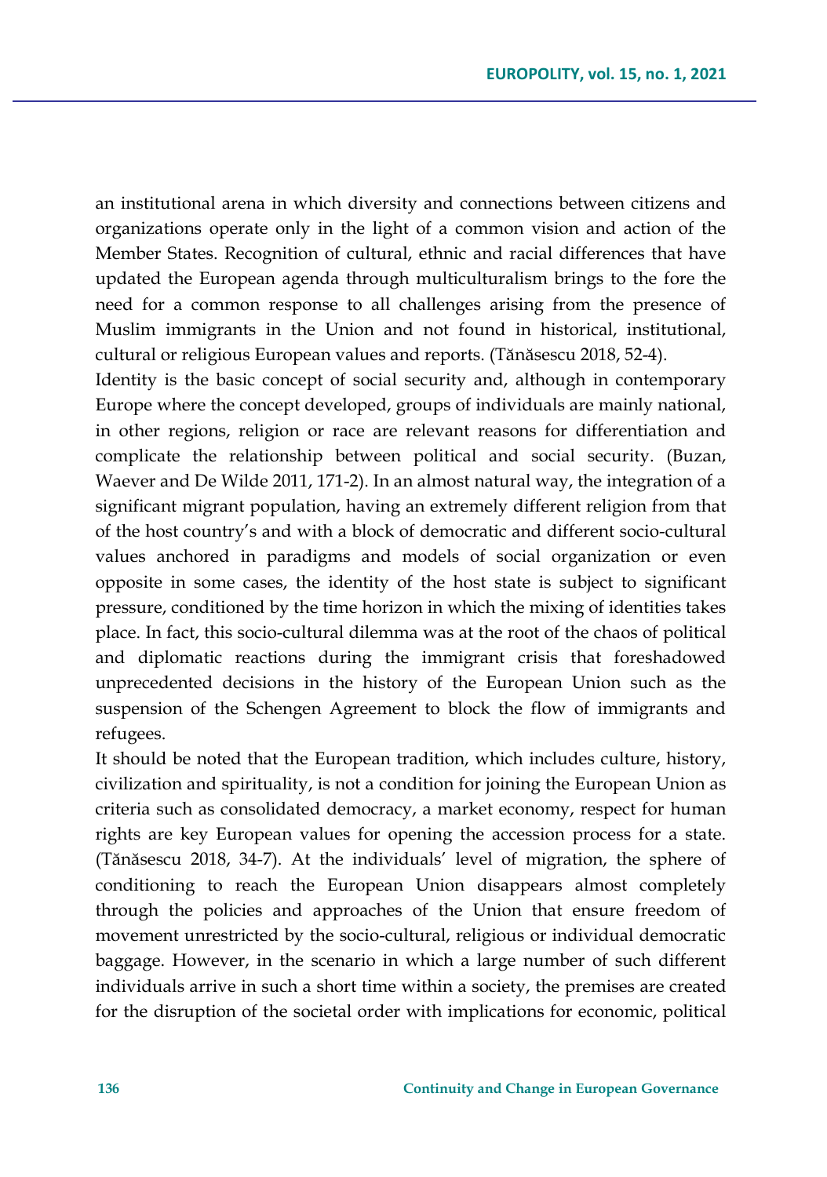an institutional arena in which diversity and connections between citizens and organizations operate only in the light of a common vision and action of the Member States. Recognition of cultural, ethnic and racial differences that have updated the European agenda through multiculturalism brings to the fore the need for a common response to all challenges arising from the presence of Muslim immigrants in the Union and not found in historical, institutional, cultural or religious European values and reports. (Tănăsescu 2018, 52-4).

Identity is the basic concept of social security and, although in contemporary Europe where the concept developed, groups of individuals are mainly national, in other regions, religion or race are relevant reasons for differentiation and complicate the relationship between political and social security. (Buzan, Waever and De Wilde 2011, 171-2). In an almost natural way, the integration of a significant migrant population, having an extremely different religion from that of the host country's and with a block of democratic and different socio-cultural values anchored in paradigms and models of social organization or even opposite in some cases, the identity of the host state is subject to significant pressure, conditioned by the time horizon in which the mixing of identities takes place. In fact, this socio-cultural dilemma was at the root of the chaos of political and diplomatic reactions during the immigrant crisis that foreshadowed unprecedented decisions in the history of the European Union such as the suspension of the Schengen Agreement to block the flow of immigrants and refugees.

It should be noted that the European tradition, which includes culture, history, civilization and spirituality, is not a condition for joining the European Union as criteria such as consolidated democracy, a market economy, respect for human rights are key European values for opening the accession process for a state. (Tănăsescu 2018, 34-7). At the individuals' level of migration, the sphere of conditioning to reach the European Union disappears almost completely through the policies and approaches of the Union that ensure freedom of movement unrestricted by the socio-cultural, religious or individual democratic baggage. However, in the scenario in which a large number of such different individuals arrive in such a short time within a society, the premises are created for the disruption of the societal order with implications for economic, political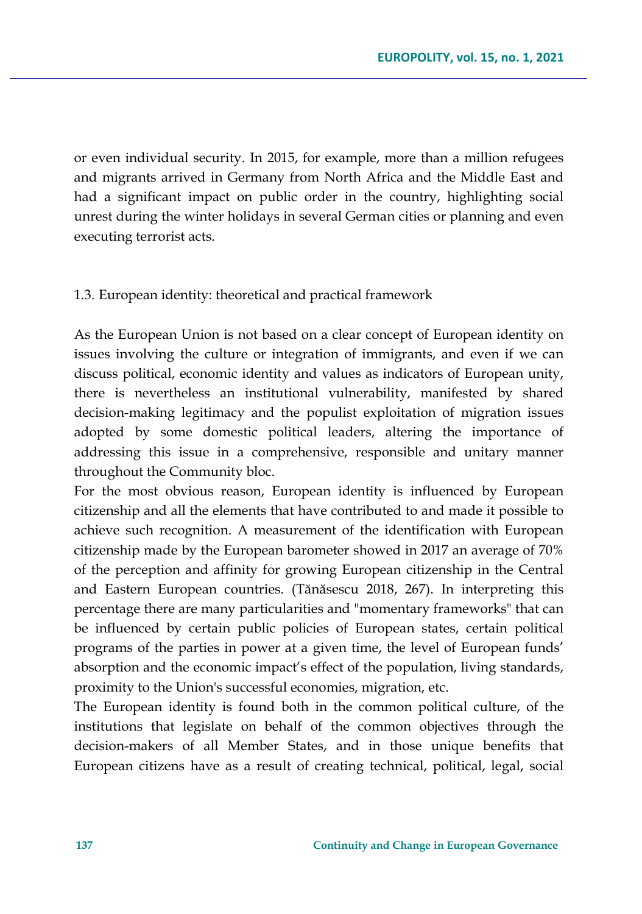or even individual security. In 2015, for example, more than a million refugees and migrants arrived in Germany from North Africa and the Middle East and had a significant impact on public order in the country, highlighting social unrest during the winter holidays in several German cities or planning and even executing terrorist acts.

### 1.3. European identity: theoretical and practical framework

As the European Union is not based on a clear concept of European identity on issues involving the culture or integration of immigrants, and even if we can discuss political, economic identity and values as indicators of European unity, there is nevertheless an institutional vulnerability, manifested by shared decision-making legitimacy and the populist exploitation of migration issues adopted by some domestic political leaders, altering the importance of addressing this issue in a comprehensive, responsible and unitary manner throughout the Community bloc.

For the most obvious reason, European identity is influenced by European citizenship and all the elements that have contributed to and made it possible to achieve such recognition. A measurement of the identification with European citizenship made by the European barometer showed in 2017 an average of 70% of the perception and affinity for growing European citizenship in the Central and Eastern European countries. (Tănăsescu 2018, 267). In interpreting this percentage there are many particularities and "momentary frameworks" that can be influenced by certain public policies of European states, certain political programs of the parties in power at a given time, the level of European funds' absorption and the economic impact's effect of the population, living standards, proximity to the Union's successful economies, migration, etc.

The European identity is found both in the common political culture, of the institutions that legislate on behalf of the common objectives through the decision-makers of all Member States, and in those unique benefits that European citizens have as a result of creating technical, political, legal, social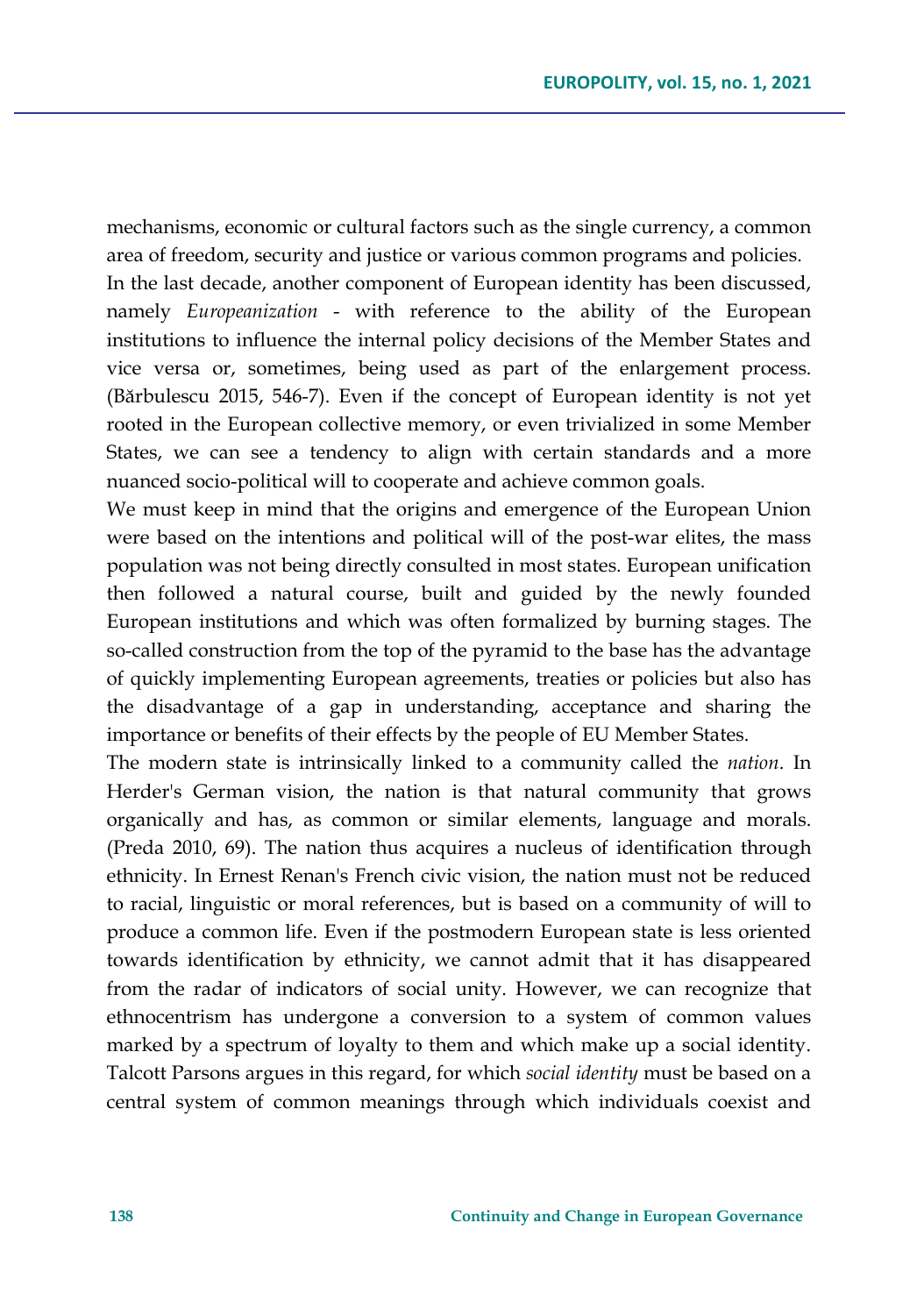mechanisms, economic or cultural factors such as the single currency, a common area of freedom, security and justice or various common programs and policies.

In the last decade, another component of European identity has been discussed, namely *Europeanization* - with reference to the ability of the European institutions to influence the internal policy decisions of the Member States and vice versa or, sometimes, being used as part of the enlargement process. (Bărbulescu 2015, 546-7). Even if the concept of European identity is not yet rooted in the European collective memory, or even trivialized in some Member States, we can see a tendency to align with certain standards and a more nuanced socio-political will to cooperate and achieve common goals.

We must keep in mind that the origins and emergence of the European Union were based on the intentions and political will of the post-war elites, the mass population was not being directly consulted in most states. European unification then followed a natural course, built and guided by the newly founded European institutions and which was often formalized by burning stages. The so-called construction from the top of the pyramid to the base has the advantage of quickly implementing European agreements, treaties or policies but also has the disadvantage of a gap in understanding, acceptance and sharing the importance or benefits of their effects by the people of EU Member States.

The modern state is intrinsically linked to a community called the *nation*. In Herder's German vision, the nation is that natural community that grows organically and has, as common or similar elements, language and morals. (Preda 2010, 69). The nation thus acquires a nucleus of identification through ethnicity. In Ernest Renan's French civic vision, the nation must not be reduced to racial, linguistic or moral references, but is based on a community of will to produce a common life. Even if the postmodern European state is less oriented towards identification by ethnicity, we cannot admit that it has disappeared from the radar of indicators of social unity. However, we can recognize that ethnocentrism has undergone a conversion to a system of common values marked by a spectrum of loyalty to them and which make up a social identity. Talcott Parsons argues in this regard, for which *social identity* must be based on a central system of common meanings through which individuals coexist and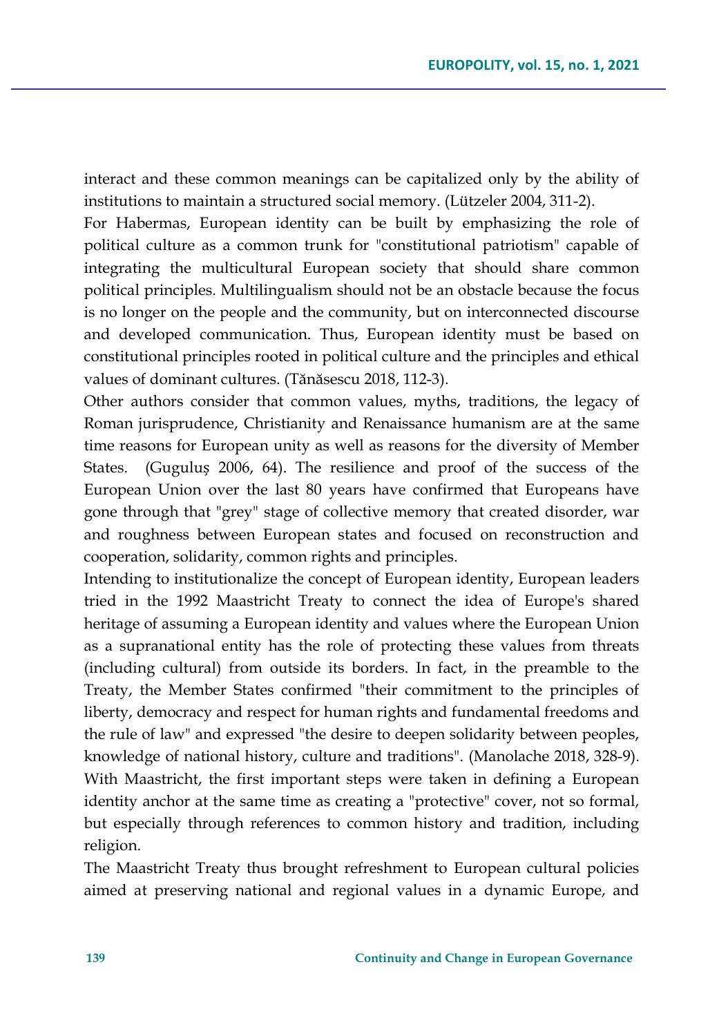interact and these common meanings can be capitalized only by the ability of institutions to maintain a structured social memory. (Lützeler 2004, 311-2).

For Habermas, European identity can be built by emphasizing the role of political culture as a common trunk for "constitutional patriotism" capable of integrating the multicultural European society that should share common political principles. Multilingualism should not be an obstacle because the focus is no longer on the people and the community, but on interconnected discourse and developed communication. Thus, European identity must be based on constitutional principles rooted in political culture and the principles and ethical values of dominant cultures. (Tănăsescu 2018, 112-3).

Other authors consider that common values, myths, traditions, the legacy of Roman jurisprudence, Christianity and Renaissance humanism are at the same time reasons for European unity as well as reasons for the diversity of Member States. (Guguluș 2006, 64). The resilience and proof of the success of the European Union over the last 80 years have confirmed that Europeans have gone through that "grey" stage of collective memory that created disorder, war and roughness between European states and focused on reconstruction and cooperation, solidarity, common rights and principles.

Intending to institutionalize the concept of European identity, European leaders tried in the 1992 Maastricht Treaty to connect the idea of Europe's shared heritage of assuming a European identity and values where the European Union as a supranational entity has the role of protecting these values from threats (including cultural) from outside its borders. In fact, in the preamble to the Treaty, the Member States confirmed "their commitment to the principles of liberty, democracy and respect for human rights and fundamental freedoms and the rule of law" and expressed "the desire to deepen solidarity between peoples, knowledge of national history, culture and traditions". (Manolache 2018, 328-9). With Maastricht, the first important steps were taken in defining a European identity anchor at the same time as creating a "protective" cover, not so formal, but especially through references to common history and tradition, including religion.

The Maastricht Treaty thus brought refreshment to European cultural policies aimed at preserving national and regional values in a dynamic Europe, and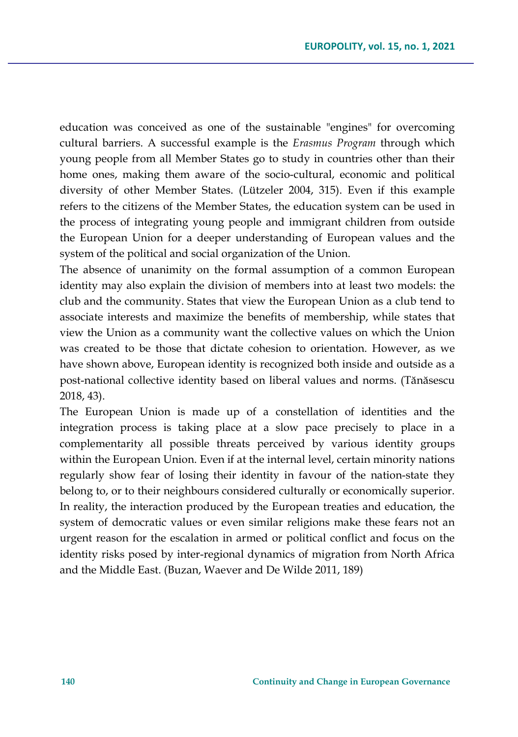education was conceived as one of the sustainable "engines" for overcoming cultural barriers. A successful example is the *Erasmus Program* through which young people from all Member States go to study in countries other than their home ones, making them aware of the socio-cultural, economic and political diversity of other Member States. (Lützeler 2004, 315). Even if this example refers to the citizens of the Member States, the education system can be used in the process of integrating young people and immigrant children from outside the European Union for a deeper understanding of European values and the system of the political and social organization of the Union.

The absence of unanimity on the formal assumption of a common European identity may also explain the division of members into at least two models: the club and the community. States that view the European Union as a club tend to associate interests and maximize the benefits of membership, while states that view the Union as a community want the collective values on which the Union was created to be those that dictate cohesion to orientation. However, as we have shown above, European identity is recognized both inside and outside as a post-national collective identity based on liberal values and norms. (Tănăsescu 2018, 43).

The European Union is made up of a constellation of identities and the integration process is taking place at a slow pace precisely to place in a complementarity all possible threats perceived by various identity groups within the European Union. Even if at the internal level, certain minority nations regularly show fear of losing their identity in favour of the nation-state they belong to, or to their neighbours considered culturally or economically superior. In reality, the interaction produced by the European treaties and education, the system of democratic values or even similar religions make these fears not an urgent reason for the escalation in armed or political conflict and focus on the identity risks posed by inter-regional dynamics of migration from North Africa and the Middle East. (Buzan, Waever and De Wilde 2011, 189)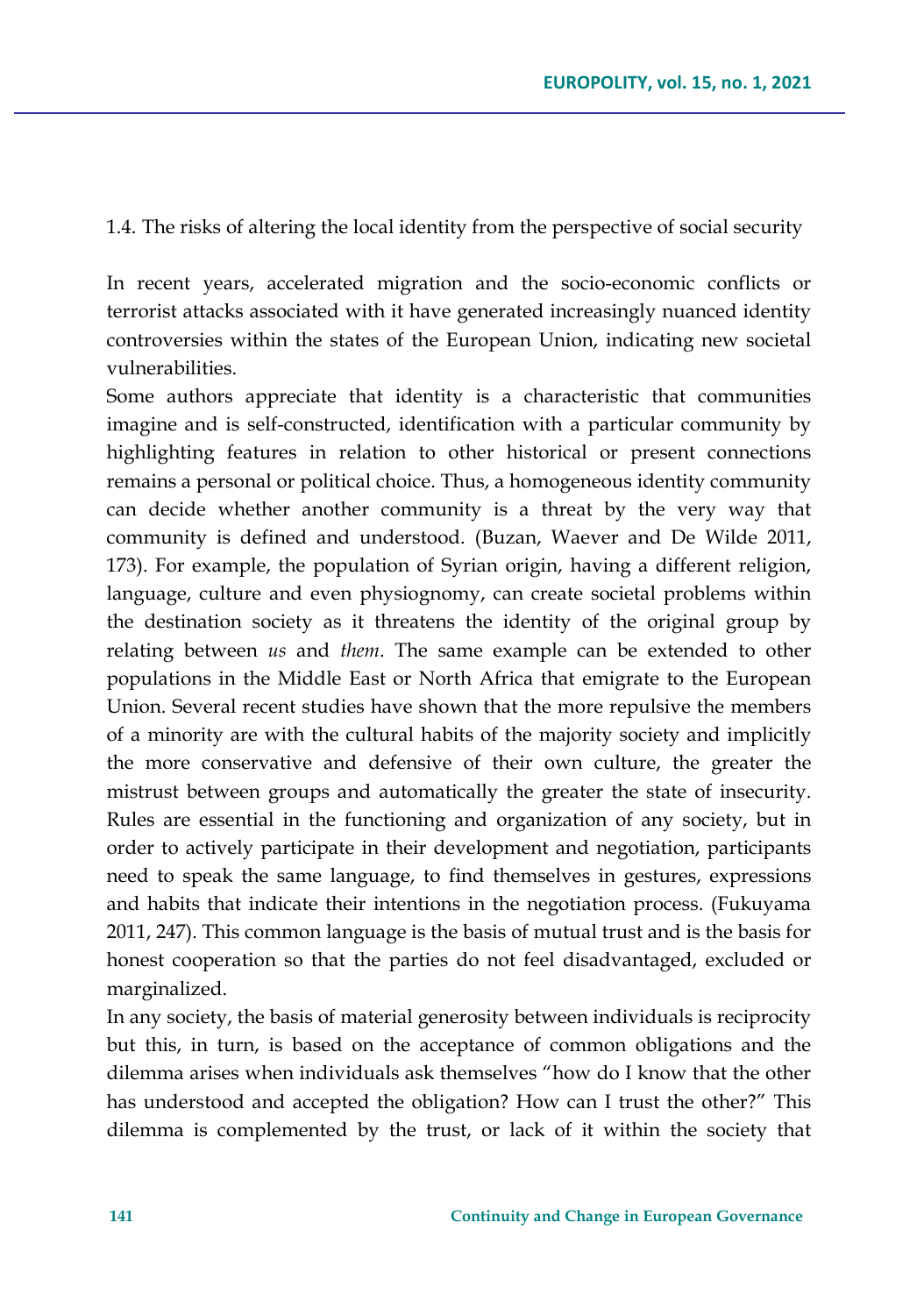### 1.4. The risks of altering the local identity from the perspective of social security

In recent years, accelerated migration and the socio-economic conflicts or terrorist attacks associated with it have generated increasingly nuanced identity controversies within the states of the European Union, indicating new societal vulnerabilities.

Some authors appreciate that identity is a characteristic that communities imagine and is self-constructed, identification with a particular community by highlighting features in relation to other historical or present connections remains a personal or political choice. Thus, a homogeneous identity community can decide whether another community is a threat by the very way that community is defined and understood. (Buzan, Waever and De Wilde 2011, 173). For example, the population of Syrian origin, having a different religion, language, culture and even physiognomy, can create societal problems within the destination society as it threatens the identity of the original group by relating between *us* and *them*. The same example can be extended to other populations in the Middle East or North Africa that emigrate to the European Union. Several recent studies have shown that the more repulsive the members of a minority are with the cultural habits of the majority society and implicitly the more conservative and defensive of their own culture, the greater the mistrust between groups and automatically the greater the state of insecurity. Rules are essential in the functioning and organization of any society, but in order to actively participate in their development and negotiation, participants need to speak the same language, to find themselves in gestures, expressions and habits that indicate their intentions in the negotiation process. (Fukuyama 2011, 247). This common language is the basis of mutual trust and is the basis for honest cooperation so that the parties do not feel disadvantaged, excluded or marginalized.

In any society, the basis of material generosity between individuals is reciprocity but this, in turn, is based on the acceptance of common obligations and the dilemma arises when individuals ask themselves "how do I know that the other has understood and accepted the obligation? How can I trust the other?" This dilemma is complemented by the trust, or lack of it within the society that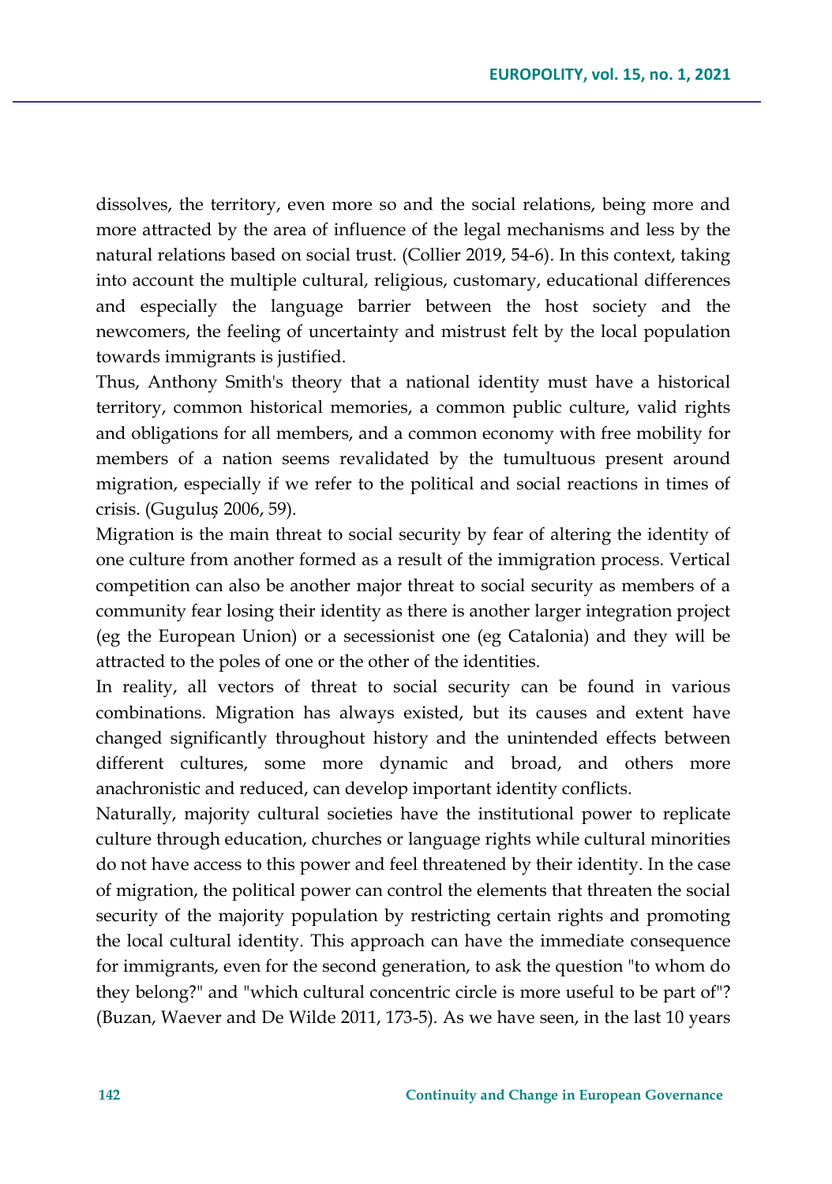dissolves, the territory, even more so and the social relations, being more and more attracted by the area of influence of the legal mechanisms and less by the natural relations based on social trust. (Collier 2019, 54-6). In this context, taking into account the multiple cultural, religious, customary, educational differences and especially the language barrier between the host society and the newcomers, the feeling of uncertainty and mistrust felt by the local population towards immigrants is justified.

Thus, Anthony Smith's theory that a national identity must have a historical territory, common historical memories, a common public culture, valid rights and obligations for all members, and a common economy with free mobility for members of a nation seems revalidated by the tumultuous present around migration, especially if we refer to the political and social reactions in times of crisis. (Guguluș 2006, 59).

Migration is the main threat to social security by fear of altering the identity of one culture from another formed as a result of the immigration process. Vertical competition can also be another major threat to social security as members of a community fear losing their identity as there is another larger integration project (eg the European Union) or a secessionist one (eg Catalonia) and they will be attracted to the poles of one or the other of the identities.

In reality, all vectors of threat to social security can be found in various combinations. Migration has always existed, but its causes and extent have changed significantly throughout history and the unintended effects between different cultures, some more dynamic and broad, and others more anachronistic and reduced, can develop important identity conflicts.

Naturally, majority cultural societies have the institutional power to replicate culture through education, churches or language rights while cultural minorities do not have access to this power and feel threatened by their identity. In the case of migration, the political power can control the elements that threaten the social security of the majority population by restricting certain rights and promoting the local cultural identity. This approach can have the immediate consequence for immigrants, even for the second generation, to ask the question "to whom do they belong?" and "which cultural concentric circle is more useful to be part of"? (Buzan, Waever and De Wilde 2011, 173-5). As we have seen, in the last 10 years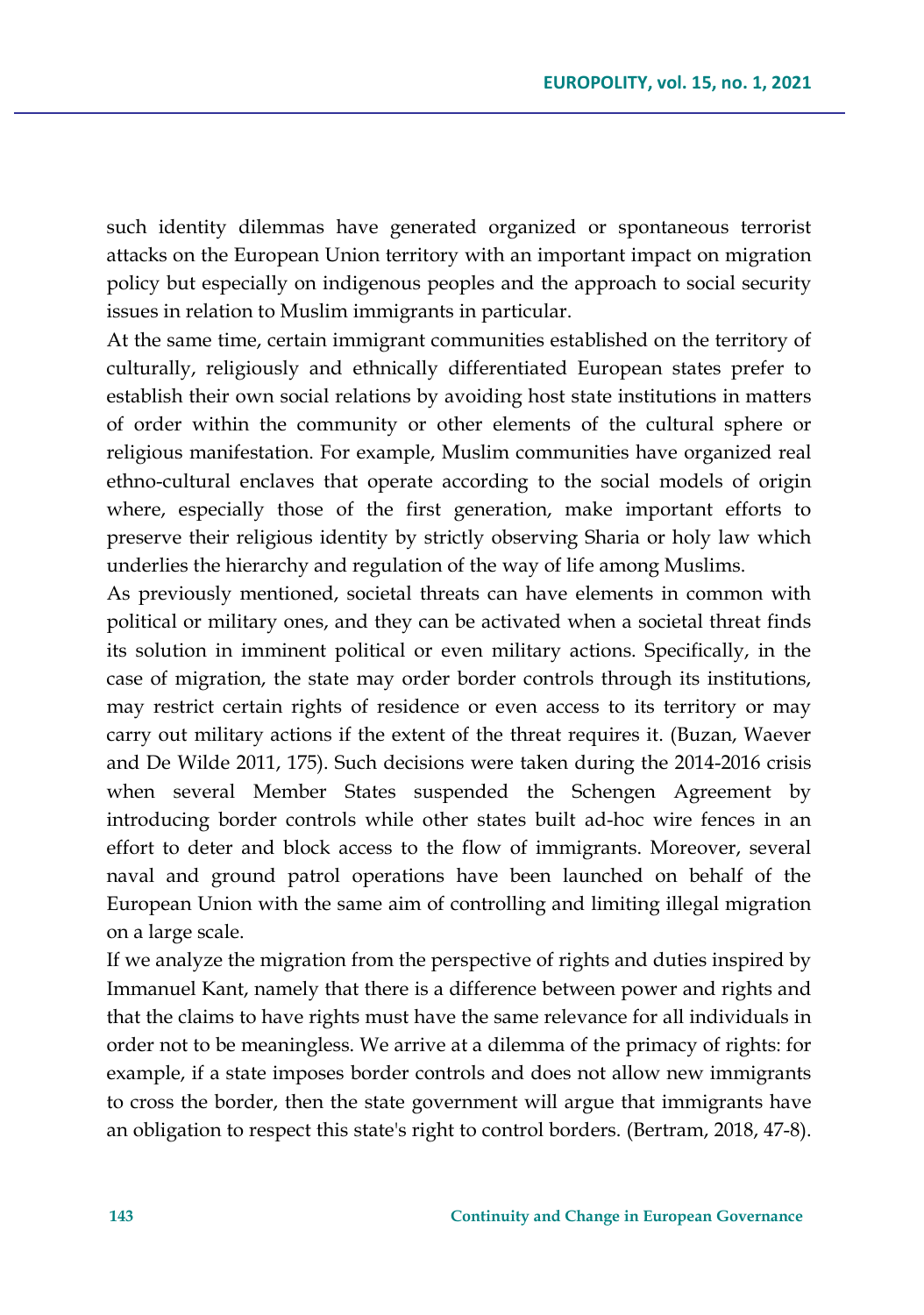such identity dilemmas have generated organized or spontaneous terrorist attacks on the European Union territory with an important impact on migration policy but especially on indigenous peoples and the approach to social security issues in relation to Muslim immigrants in particular.

At the same time, certain immigrant communities established on the territory of culturally, religiously and ethnically differentiated European states prefer to establish their own social relations by avoiding host state institutions in matters of order within the community or other elements of the cultural sphere or religious manifestation. For example, Muslim communities have organized real ethno-cultural enclaves that operate according to the social models of origin where, especially those of the first generation, make important efforts to preserve their religious identity by strictly observing Sharia or holy law which underlies the hierarchy and regulation of the way of life among Muslims.

As previously mentioned, societal threats can have elements in common with political or military ones, and they can be activated when a societal threat finds its solution in imminent political or even military actions. Specifically, in the case of migration, the state may order border controls through its institutions, may restrict certain rights of residence or even access to its territory or may carry out military actions if the extent of the threat requires it. (Buzan, Waever and De Wilde 2011, 175). Such decisions were taken during the 2014-2016 crisis when several Member States suspended the Schengen Agreement by introducing border controls while other states built ad-hoc wire fences in an effort to deter and block access to the flow of immigrants. Moreover, several naval and ground patrol operations have been launched on behalf of the European Union with the same aim of controlling and limiting illegal migration on a large scale.

If we analyze the migration from the perspective of rights and duties inspired by Immanuel Kant, namely that there is a difference between power and rights and that the claims to have rights must have the same relevance for all individuals in order not to be meaningless. We arrive at a dilemma of the primacy of rights: for example, if a state imposes border controls and does not allow new immigrants to cross the border, then the state government will argue that immigrants have an obligation to respect this state's right to control borders. (Bertram, 2018, 47-8).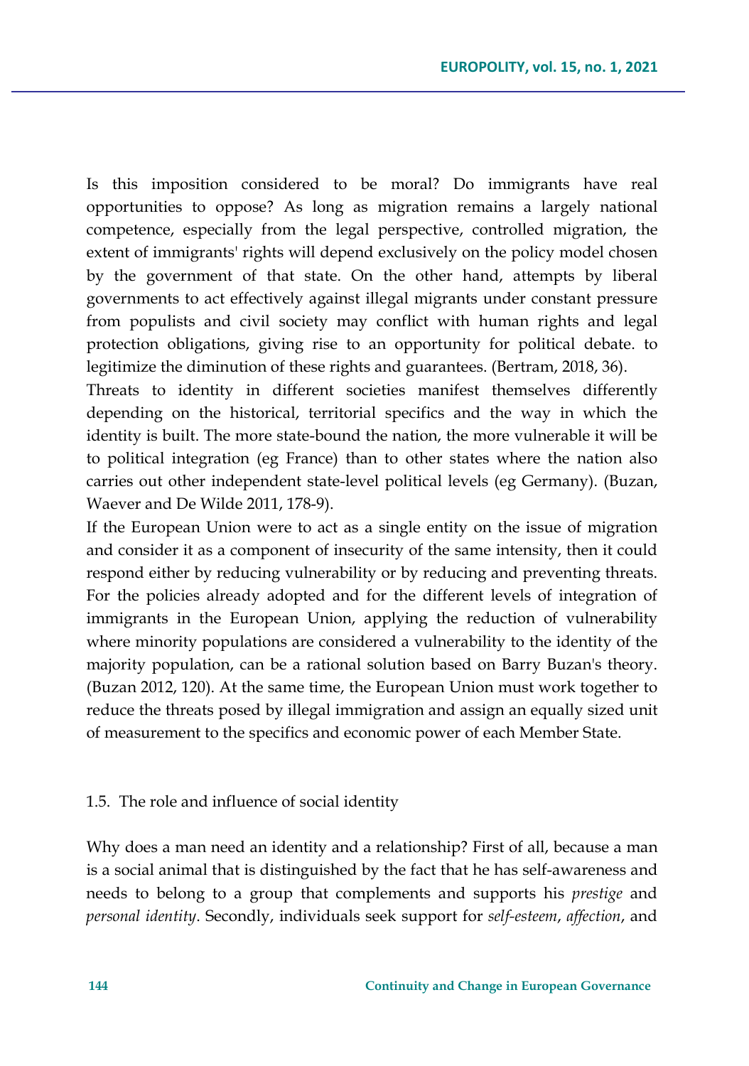Is this imposition considered to be moral? Do immigrants have real opportunities to oppose? As long as migration remains a largely national competence, especially from the legal perspective, controlled migration, the extent of immigrants' rights will depend exclusively on the policy model chosen by the government of that state. On the other hand, attempts by liberal governments to act effectively against illegal migrants under constant pressure from populists and civil society may conflict with human rights and legal protection obligations, giving rise to an opportunity for political debate. to legitimize the diminution of these rights and guarantees. (Bertram, 2018, 36).

Threats to identity in different societies manifest themselves differently depending on the historical, territorial specifics and the way in which the identity is built. The more state-bound the nation, the more vulnerable it will be to political integration (eg France) than to other states where the nation also carries out other independent state-level political levels (eg Germany). (Buzan, Waever and De Wilde 2011, 178-9).

If the European Union were to act as a single entity on the issue of migration and consider it as a component of insecurity of the same intensity, then it could respond either by reducing vulnerability or by reducing and preventing threats. For the policies already adopted and for the different levels of integration of immigrants in the European Union, applying the reduction of vulnerability where minority populations are considered a vulnerability to the identity of the majority population, can be a rational solution based on Barry Buzan's theory. (Buzan 2012, 120). At the same time, the European Union must work together to reduce the threats posed by illegal immigration and assign an equally sized unit of measurement to the specifics and economic power of each Member State.

### 1.5. The role and influence of social identity

Why does a man need an identity and a relationship? First of all, because a man is a social animal that is distinguished by the fact that he has self-awareness and needs to belong to a group that complements and supports his *prestige* and *personal identity*. Secondly, individuals seek support for *self-esteem*, *affection*, and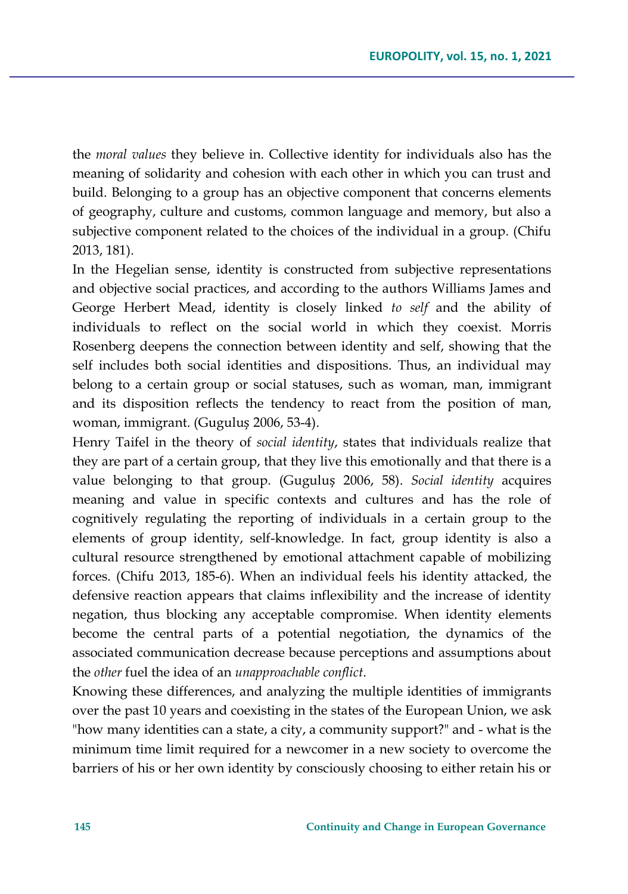the *moral values* they believe in. Collective identity for individuals also has the meaning of solidarity and cohesion with each other in which you can trust and build. Belonging to a group has an objective component that concerns elements of geography, culture and customs, common language and memory, but also a subjective component related to the choices of the individual in a group. (Chifu 2013, 181).

In the Hegelian sense, identity is constructed from subjective representations and objective social practices, and according to the authors Williams James and George Herbert Mead, identity is closely linked *to self* and the ability of individuals to reflect on the social world in which they coexist. Morris Rosenberg deepens the connection between identity and self, showing that the self includes both social identities and dispositions. Thus, an individual may belong to a certain group or social statuses, such as woman, man, immigrant and its disposition reflects the tendency to react from the position of man, woman, immigrant. (Guguluș 2006, 53-4).

Henry Taifel in the theory of *social identity*, states that individuals realize that they are part of a certain group, that they live this emotionally and that there is a value belonging to that group. (Guguluș 2006, 58). *Social identity* acquires meaning and value in specific contexts and cultures and has the role of cognitively regulating the reporting of individuals in a certain group to the elements of group identity, self-knowledge. In fact, group identity is also a cultural resource strengthened by emotional attachment capable of mobilizing forces. (Chifu 2013, 185-6). When an individual feels his identity attacked, the defensive reaction appears that claims inflexibility and the increase of identity negation, thus blocking any acceptable compromise. When identity elements become the central parts of a potential negotiation, the dynamics of the associated communication decrease because perceptions and assumptions about the *other* fuel the idea of an *unapproachable conflict*.

Knowing these differences, and analyzing the multiple identities of immigrants over the past 10 years and coexisting in the states of the European Union, we ask "how many identities can a state, a city, a community support?" and - what is the minimum time limit required for a newcomer in a new society to overcome the barriers of his or her own identity by consciously choosing to either retain his or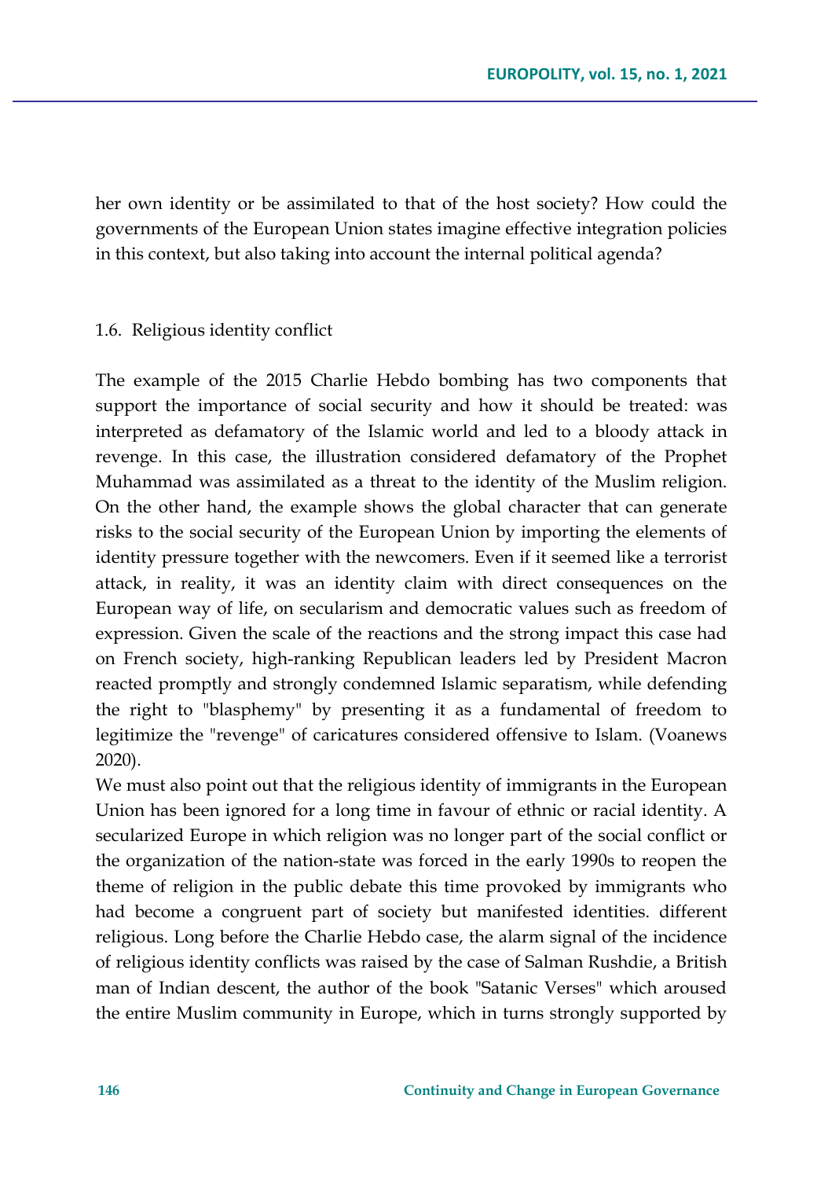her own identity or be assimilated to that of the host society? How could the governments of the European Union states imagine effective integration policies in this context, but also taking into account the internal political agenda?

### 1.6. Religious identity conflict

The example of the 2015 Charlie Hebdo bombing has two components that support the importance of social security and how it should be treated: was interpreted as defamatory of the Islamic world and led to a bloody attack in revenge. In this case, the illustration considered defamatory of the Prophet Muhammad was assimilated as a threat to the identity of the Muslim religion. On the other hand, the example shows the global character that can generate risks to the social security of the European Union by importing the elements of identity pressure together with the newcomers. Even if it seemed like a terrorist attack, in reality, it was an identity claim with direct consequences on the European way of life, on secularism and democratic values such as freedom of expression. Given the scale of the reactions and the strong impact this case had on French society, high-ranking Republican leaders led by President Macron reacted promptly and strongly condemned Islamic separatism, while defending the right to "blasphemy" by presenting it as a fundamental of freedom to legitimize the "revenge" of caricatures considered offensive to Islam. (Voanews 2020).

We must also point out that the religious identity of immigrants in the European Union has been ignored for a long time in favour of ethnic or racial identity. A secularized Europe in which religion was no longer part of the social conflict or the organization of the nation-state was forced in the early 1990s to reopen the theme of religion in the public debate this time provoked by immigrants who had become a congruent part of society but manifested identities. different religious. Long before the Charlie Hebdo case, the alarm signal of the incidence of religious identity conflicts was raised by the case of Salman Rushdie, a British man of Indian descent, the author of the book "Satanic Verses" which aroused the entire Muslim community in Europe, which in turns strongly supported by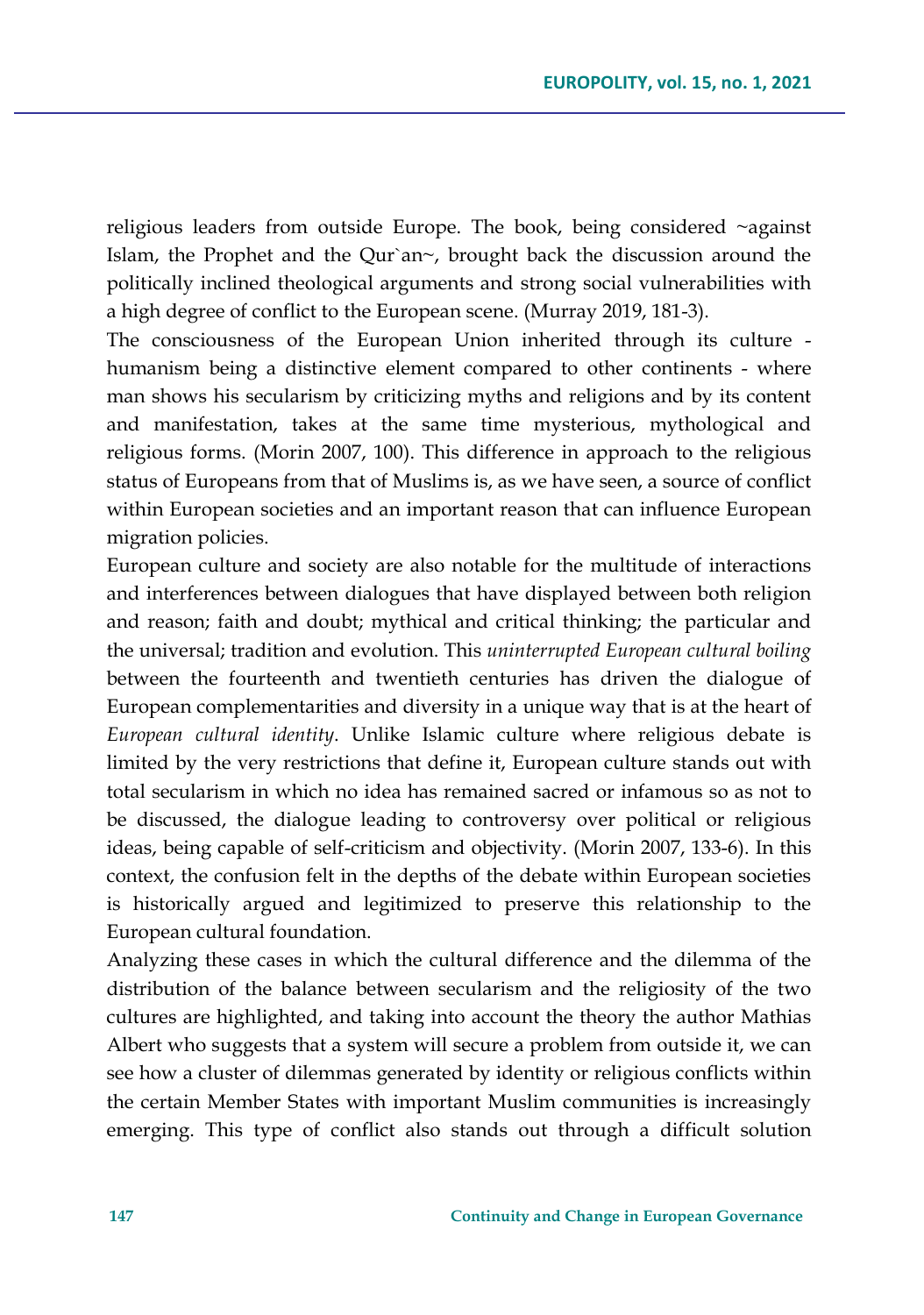religious leaders from outside Europe. The book, being considered ~against Islam, the Prophet and the Qur`an~, brought back the discussion around the politically inclined theological arguments and strong social vulnerabilities with a high degree of conflict to the European scene. (Murray 2019, 181-3).

The consciousness of the European Union inherited through its culture - humanism being a distinctive element compared to other continents - where man shows his secularism by criticizing myths and religions and by its content and manifestation, takes at the same time mysterious, mythological and religious forms. (Morin 2007, 100). This difference in approach to the religious status of Europeans from that of Muslims is, as we have seen, a source of conflict within European societies and an important reason that can influence European migration policies.

European culture and society are also notable for the multitude of interactions and interferences between dialogues that have displayed between both religion and reason; faith and doubt; mythical and critical thinking; the particular and the universal; tradition and evolution. This *uninterrupted European cultural boiling* between the fourteenth and twentieth centuries has driven the dialogue of European complementarities and diversity in a unique way that is at the heart of *European cultural identity*. Unlike Islamic culture where religious debate is limited by the very restrictions that define it, European culture stands out with total secularism in which no idea has remained sacred or infamous so as not to be discussed, the dialogue leading to controversy over political or religious ideas, being capable of self-criticism and objectivity. (Morin 2007, 133-6). In this context, the confusion felt in the depths of the debate within European societies is historically argued and legitimized to preserve this relationship to the European cultural foundation.

Analyzing these cases in which the cultural difference and the dilemma of the distribution of the balance between secularism and the religiosity of the two cultures are highlighted, and taking into account the theory the author Mathias Albert who suggests that a system will secure a problem from outside it, we can see how a cluster of dilemmas generated by identity or religious conflicts within the certain Member States with important Muslim communities is increasingly emerging. This type of conflict also stands out through a difficult solution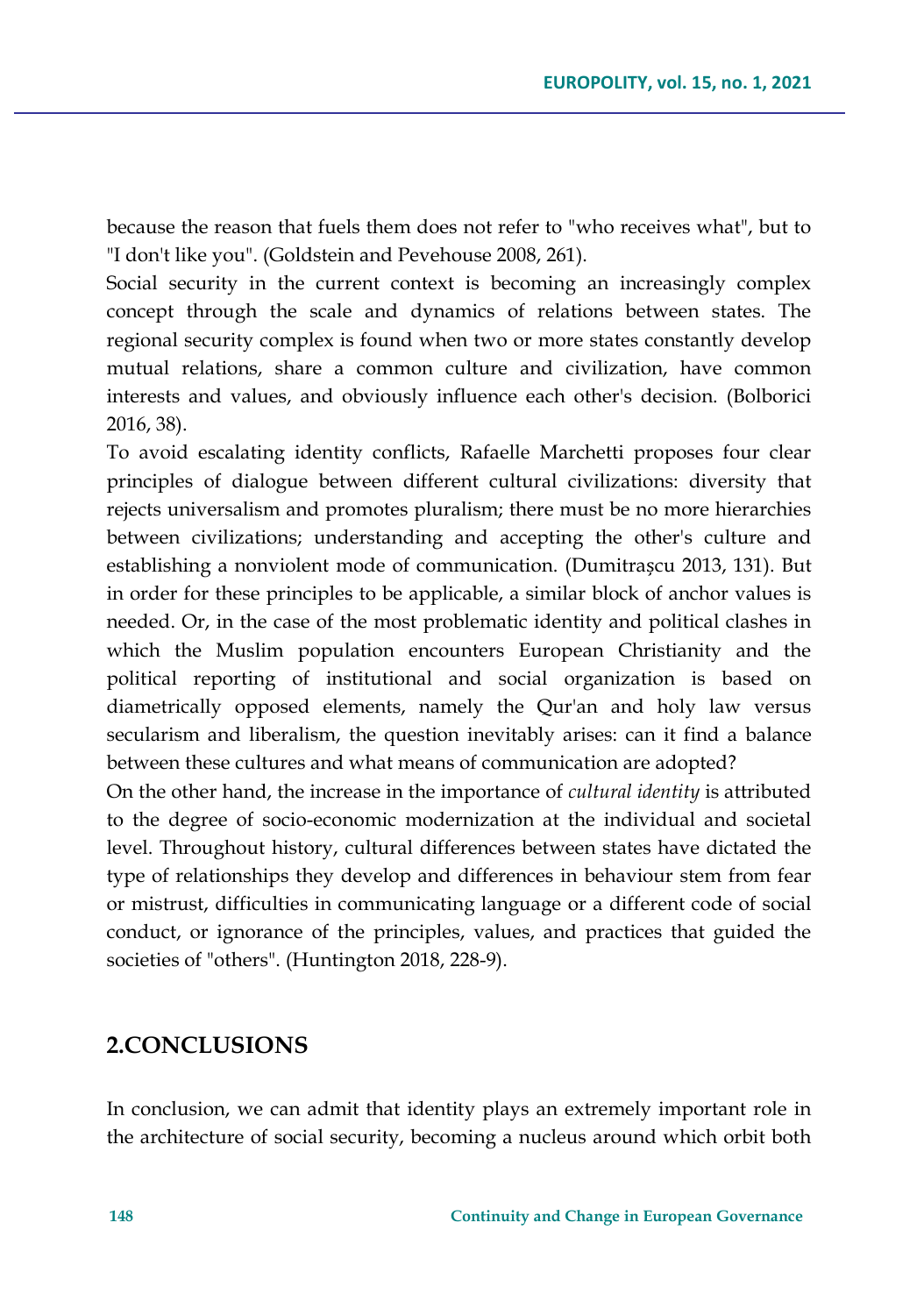because the reason that fuels them does not refer to "who receives what", but to "I don't like you". (Goldstein and Pevehouse 2008, 261).

Social security in the current context is becoming an increasingly complex concept through the scale and dynamics of relations between states. The regional security complex is found when two or more states constantly develop mutual relations, share a common culture and civilization, have common interests and values, and obviously influence each other's decision. (Bolborici 2016, 38).

To avoid escalating identity conflicts, Rafaelle Marchetti proposes four clear principles of dialogue between different cultural civilizations: diversity that rejects universalism and promotes pluralism; there must be no more hierarchies between civilizations; understanding and accepting the other's culture and establishing a nonviolent mode of communication. (Dumitrașcu 2013, 131). But in order for these principles to be applicable, a similar block of anchor values is needed. Or, in the case of the most problematic identity and political clashes in which the Muslim population encounters European Christianity and the political reporting of institutional and social organization is based on diametrically opposed elements, namely the Qur'an and holy law versus secularism and liberalism, the question inevitably arises: can it find a balance between these cultures and what means of communication are adopted?

On the other hand, the increase in the importance of *cultural identity* is attributed to the degree of socio-economic modernization at the individual and societal level. Throughout history, cultural differences between states have dictated the type of relationships they develop and differences in behaviour stem from fear or mistrust, difficulties in communicating language or a different code of social conduct, or ignorance of the principles, values, and practices that guided the societies of "others". (Huntington 2018, 228-9).

## 2.CONCLUSIONS

In conclusion, we can admit that identity plays an extremely important role in the architecture of social security, becoming a nucleus around which orbit both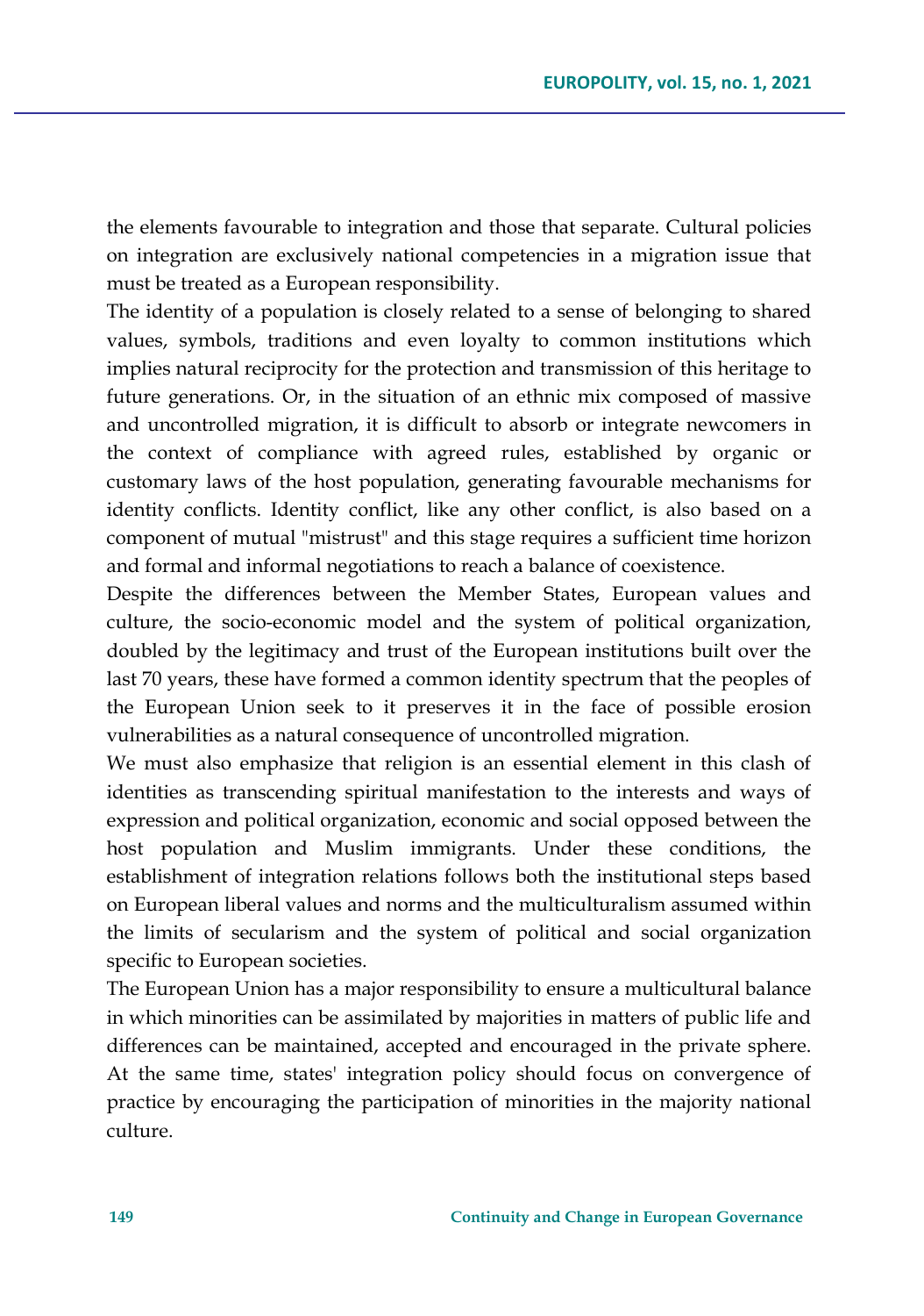the elements favourable to integration and those that separate. Cultural policies on integration are exclusively national competencies in a migration issue that must be treated as a European responsibility.

The identity of a population is closely related to a sense of belonging to shared values, symbols, traditions and even loyalty to common institutions which implies natural reciprocity for the protection and transmission of this heritage to future generations. Or, in the situation of an ethnic mix composed of massive and uncontrolled migration, it is difficult to absorb or integrate newcomers in the context of compliance with agreed rules, established by organic or customary laws of the host population, generating favourable mechanisms for identity conflicts. Identity conflict, like any other conflict, is also based on a component of mutual "mistrust" and this stage requires a sufficient time horizon and formal and informal negotiations to reach a balance of coexistence.

Despite the differences between the Member States, European values and culture, the socio-economic model and the system of political organization, doubled by the legitimacy and trust of the European institutions built over the last 70 years, these have formed a common identity spectrum that the peoples of the European Union seek to it preserves it in the face of possible erosion vulnerabilities as a natural consequence of uncontrolled migration.

We must also emphasize that religion is an essential element in this clash of identities as transcending spiritual manifestation to the interests and ways of expression and political organization, economic and social opposed between the host population and Muslim immigrants. Under these conditions, the establishment of integration relations follows both the institutional steps based on European liberal values and norms and the multiculturalism assumed within the limits of secularism and the system of political and social organization specific to European societies.

The European Union has a major responsibility to ensure a multicultural balance in which minorities can be assimilated by majorities in matters of public life and differences can be maintained, accepted and encouraged in the private sphere. At the same time, states' integration policy should focus on convergence of practice by encouraging the participation of minorities in the majority national culture.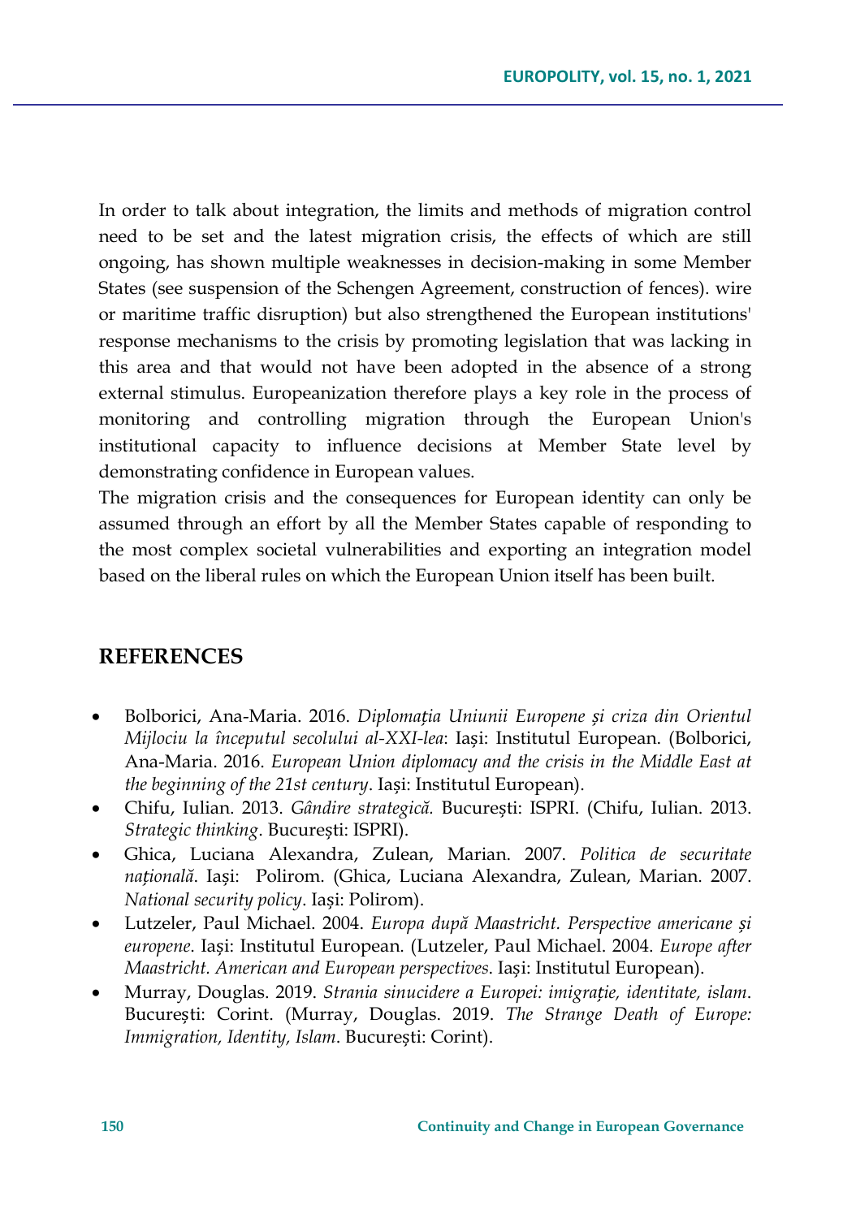In order to talk about integration, the limits and methods of migration control need to be set and the latest migration crisis, the effects of which are still ongoing, has shown multiple weaknesses in decision-making in some Member States (see suspension of the Schengen Agreement, construction of fences). wire or maritime traffic disruption) but also strengthened the European institutions' response mechanisms to the crisis by promoting legislation that was lacking in this area and that would not have been adopted in the absence of a strong external stimulus. Europeanization therefore plays a key role in the process of monitoring and controlling migration through the European Union's institutional capacity to influence decisions at Member State level by demonstrating confidence in European values.

The migration crisis and the consequences for European identity can only be assumed through an effort by all the Member States capable of responding to the most complex societal vulnerabilities and exporting an integration model based on the liberal rules on which the European Union itself has been built.

## REFERENCES

- Bolborici, Ana-Maria. 2016. *Diplomația Uniunii Europene și criza din Orientul Mijlociu la începutul secolului al-XXI-lea*: Iași: Institutul European. (Bolborici, Ana-Maria. 2016. *European Union diplomacy and the crisis in the Middle East at the beginning of the 21st century*. Iași: Institutul European).
- Chifu, Iulian. 2013. *Gândire strategică.* București: ISPRI. (Chifu, Iulian. 2013. *Strategic thinking*. București: ISPRI).
- Ghica, Luciana Alexandra, Zulean, Marian. 2007. *Politica de securitate națională*. Iași: Polirom. (Ghica, Luciana Alexandra, Zulean, Marian. 2007. *National security policy*. Iași: Polirom).
- Lutzeler, Paul Michael. 2004. *Europa după Maastricht. Perspective americane și europene*. Iași: Institutul European. (Lutzeler, Paul Michael. 2004. *Europe after Maastricht. American and European perspectives*. Iași: Institutul European).
- Murray, Douglas. 2019. *Strania sinucidere a Europei: imigrație, identitate, islam*. București: Corint. (Murray, Douglas. 2019. *The Strange Death of Europe: Immigration, Identity, Islam*. București: Corint).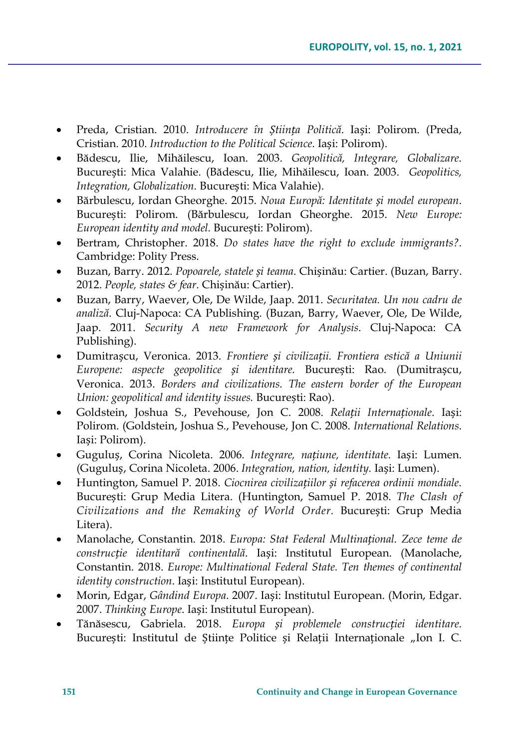- Preda, Cristian. 2010. *Introducere în Știința Politică*. Iași: Polirom. (Preda, Cristian. 2010. *Introduction to the Political Science*. Iași: Polirom).
- Bădescu, Ilie, Mihăilescu, Ioan. 2003. *Geopolitică, Integrare, Globalizare*. București: Mica Valahie. (Bădescu, Ilie, Mihăilescu, Ioan. 2003. *Geopolitics, Integration, Globalization.* București: Mica Valahie).
- Bărbulescu, Iordan Gheorghe. 2015. *Noua Europă: Identitate și model european*. București: Polirom. (Bărbulescu, Iordan Gheorghe. 2015. *New Europe: European identity and model.* București: Polirom).
- Bertram, Christopher. 2018. *Do states have the right to exclude immigrants?*. Cambridge: Polity Press.
- Buzan, Barry. 2012. *Popoarele, statele și teama*. Chișinău: Cartier. (Buzan, Barry. 2012. *People, states & fear*. Chișinău: Cartier).
- Buzan, Barry, Waever, Ole, De Wilde, Jaap. 2011. *Securitatea. Un nou cadru de analiză*. Cluj-Napoca: CA Publishing. (Buzan, Barry, Waever, Ole, De Wilde, Jaap. 2011. *Security A new Framework for Analysis.* Cluj-Napoca: CA Publishing).
- Dumitrașcu, Veronica. 2013. *Frontiere și civilizații. Frontiera estică a Uniunii Europene: aspecte geopolitice și identitare.* București: Rao. (Dumitrașcu, Veronica. 2013. *Borders and civilizations. The eastern border of the European Union: geopolitical and identity issues.* București: Rao).
- Goldstein, Joshua S., Pevehouse, Jon C. 2008. *Relații Internaționale*. Iași: Polirom. (Goldstein, Joshua S., Pevehouse, Jon C. 2008. *International Relations*. Iași: Polirom).
- Guguluș, Corina Nicoleta. 2006. *Integrare, națiune, identitate.* Iași: Lumen. (Guguluș, Corina Nicoleta. 2006. *Integration, nation, identity.* Iași: Lumen).
- Huntington, Samuel P. 2018. *Ciocnirea civilizațiilor și refacerea ordinii mondiale.* București: Grup Media Litera. (Huntington, Samuel P. 2018. *The Clash of Civilizations and the Remaking of World Order.* București: Grup Media Litera).
- Manolache, Constantin. 2018. *Europa: Stat Federal Multinațional. Zece teme de construcție identitară continentală*. Iași: Institutul European. (Manolache, Constantin. 2018. *Europe: Multinational Federal State. Ten themes of continental identity construction*. Iași: Institutul European).
- Morin, Edgar, *Gândind Europa*. 2007. Iași: Institutul European. (Morin, Edgar. 2007. *Thinking Europe*. Iași: Institutul European).
- Tănăsescu, Gabriela. 2018. *Europa și problemele construcției identitare*. București: Institutul de Științe Politice și Relații Internaționale „Ion I. C.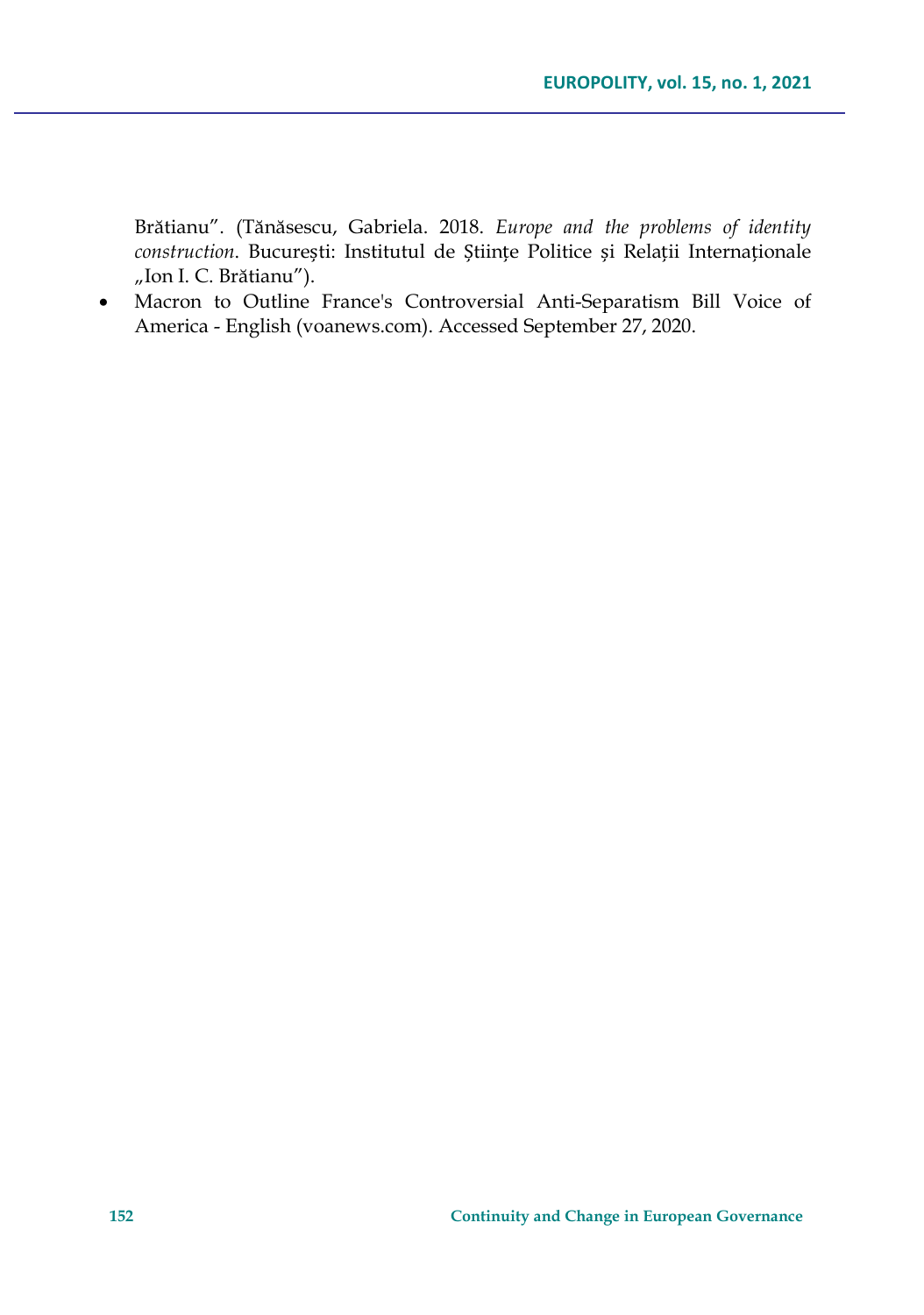Brătianu". (Tănăsescu, Gabriela. 2018. *Europe and the problems of identity construction*. București: Institutul de Științe Politice și Relații Internaționale „Ion I. C. Brătianu").

- Macron to Outline France's Controversial Anti-Separatism Bill Voice of America - English (voanews.com). Accessed September 27, 2020.